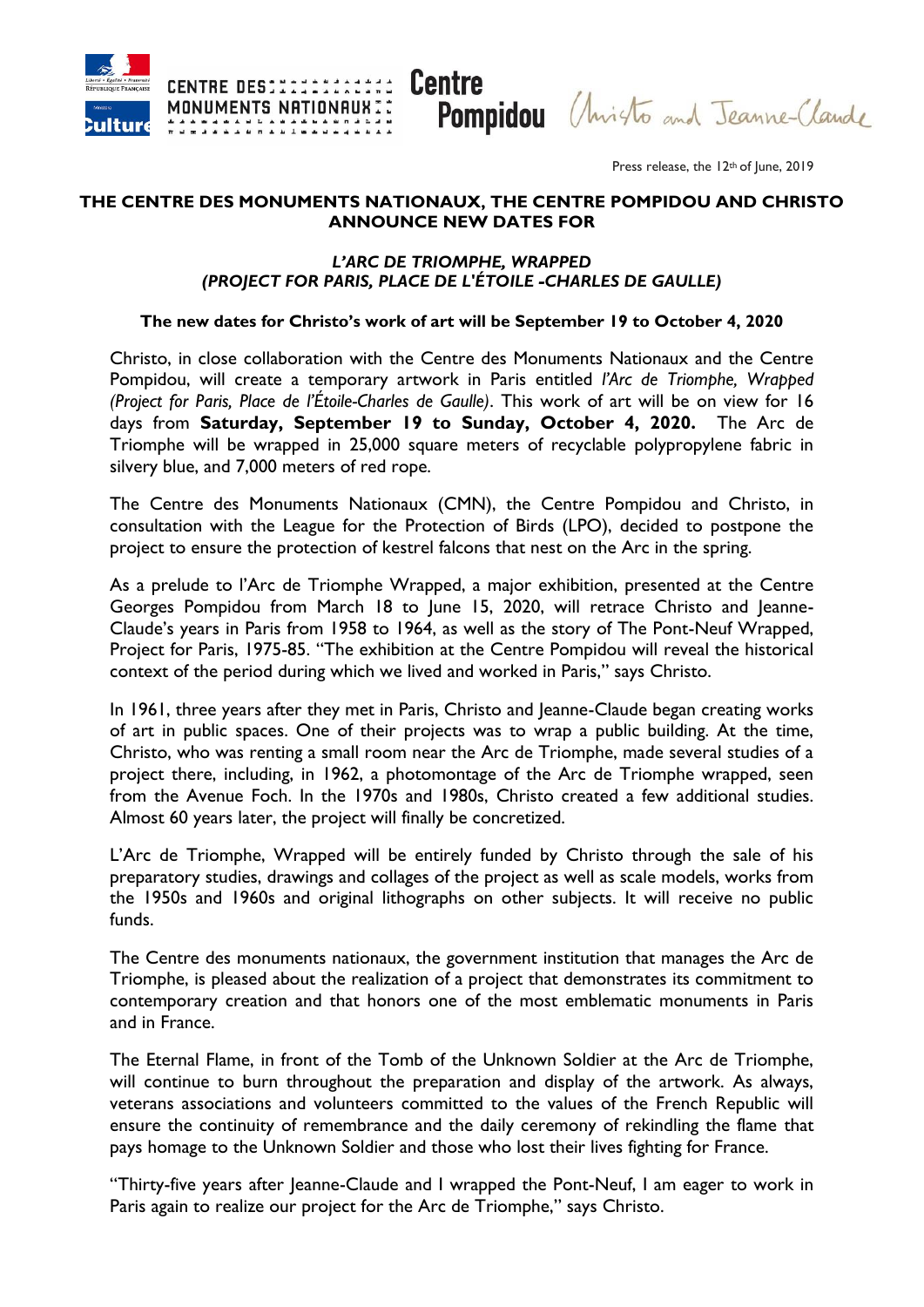Press release, the 12th of June, 2019

**THE CENTRE DES MONUMENTS NATIONAUX, THE CENTRE POMPIDOU AND CHRISTO ANNOUNCE NEW DATES FOR**

***L'ARC DE TRIOMPHE, WRAPPED (PROJECT FOR PARIS, PLACE DE L'ÉTOILE -CHARLES DE GAULLE)***

**The new dates for Christo's work of art will be September 19 to October 4, 2020**

Christo, in close collaboration with the Centre des Monuments Nationaux and the Centre Pompidou, will create a temporary artwork in Paris entitled *l'Arc de Triomphe, Wrapped (Project for Paris, Place de l'Étoile-Charles de Gaulle)*. This work of art will be on view for 16 days from **Saturday, September 19 to Sunday, October 4, 2020.** The Arc de Triomphe will be wrapped in 25,000 square meters of recyclable polypropylene fabric in silvery blue, and 7,000 meters of red rope.

The Centre des Monuments Nationaux (CMN), the Centre Pompidou and Christo, in consultation with the League for the Protection of Birds (LPO), decided to postpone the project to ensure the protection of kestrel falcons that nest on the Arc in the spring.

As a prelude to l'Arc de Triomphe Wrapped, a major exhibition, presented at the Centre Georges Pompidou from March 18 to June 15, 2020, will retrace Christo and Jeanne-Claude's years in Paris from 1958 to 1964, as well as the story of The Pont-Neuf Wrapped, Project for Paris, 1975-85. "The exhibition at the Centre Pompidou will reveal the historical context of the period during which we lived and worked in Paris," says Christo.

In 1961, three years after they met in Paris, Christo and Jeanne-Claude began creating works of art in public spaces. One of their projects was to wrap a public building. At the time, Christo, who was renting a small room near the Arc de Triomphe, made several studies of a project there, including, in 1962, a photomontage of the Arc de Triomphe wrapped, seen from the Avenue Foch. In the 1970s and 1980s, Christo created a few additional studies. Almost 60 years later, the project will finally be concretized.

L'Arc de Triomphe, Wrapped will be entirely funded by Christo through the sale of his preparatory studies, drawings and collages of the project as well as scale models, works from the 1950s and 1960s and original lithographs on other subjects. It will receive no public funds.

The Centre des monuments nationaux, the government institution that manages the Arc de Triomphe, is pleased about the realization of a project that demonstrates its commitment to contemporary creation and that honors one of the most emblematic monuments in Paris and in France.

The Eternal Flame, in front of the Tomb of the Unknown Soldier at the Arc de Triomphe, will continue to burn throughout the preparation and display of the artwork. As always, veterans associations and volunteers committed to the values of the French Republic will ensure the continuity of remembrance and the daily ceremony of rekindling the flame that pays homage to the Unknown Soldier and those who lost their lives fighting for France.

"Thirty-five years after Jeanne-Claude and I wrapped the Pont-Neuf, I am eager to work in Paris again to realize our project for the Arc de Triomphe," says Christo.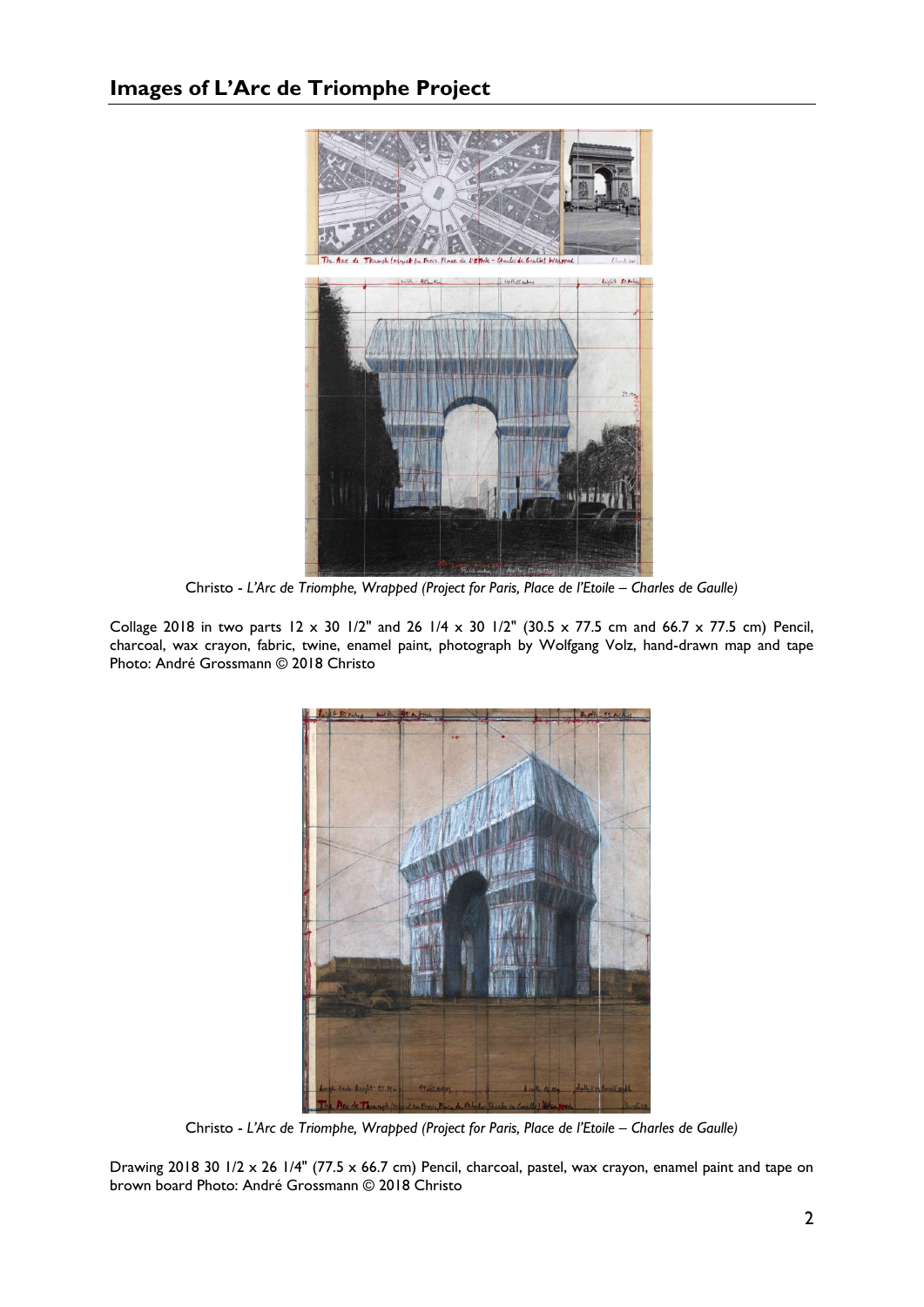## Images of L'Arc de Triomphe Project

Christo - *L'Arc de Triomphe, Wrapped (Project for Paris, Place de l'Etoile – Charles de Gaulle)*

Collage 2018 in two parts 12 x 30 1/2" and 26 1/4 x 30 1/2" (30.5 x 77.5 cm and 66.7 x 77.5 cm) Pencil, charcoal, wax crayon, fabric, twine, enamel paint, photograph by Wolfgang Volz, hand-drawn map and tape Photo: André Grossmann © 2018 Christo

Christo - *L'Arc de Triomphe, Wrapped (Project for Paris, Place de l'Etoile – Charles de Gaulle)*

Drawing 2018 30 1/2 x 26 1/4" (77.5 x 66.7 cm) Pencil, charcoal, pastel, wax crayon, enamel paint and tape on brown board Photo: André Grossmann © 2018 Christo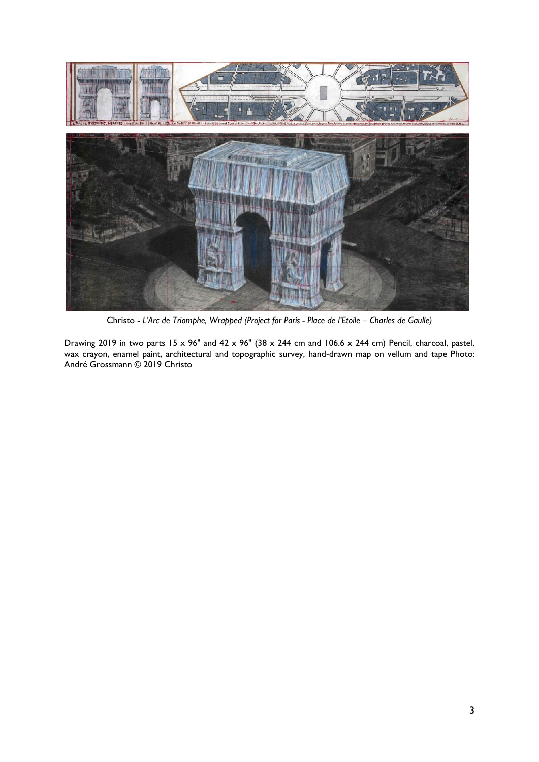Christo - *L'Arc de Triomphe, Wrapped (Project for Paris - Place de l'Etoile – Charles de Gaulle)*

Drawing 2019 in two parts 15 x 96" and 42 x 96" (38 x 244 cm and 106.6 x 244 cm) Pencil, charcoal, pastel, wax crayon, enamel paint, architectural and topographic survey, hand-drawn map on vellum and tape Photo: André Grossmann © 2019 Christo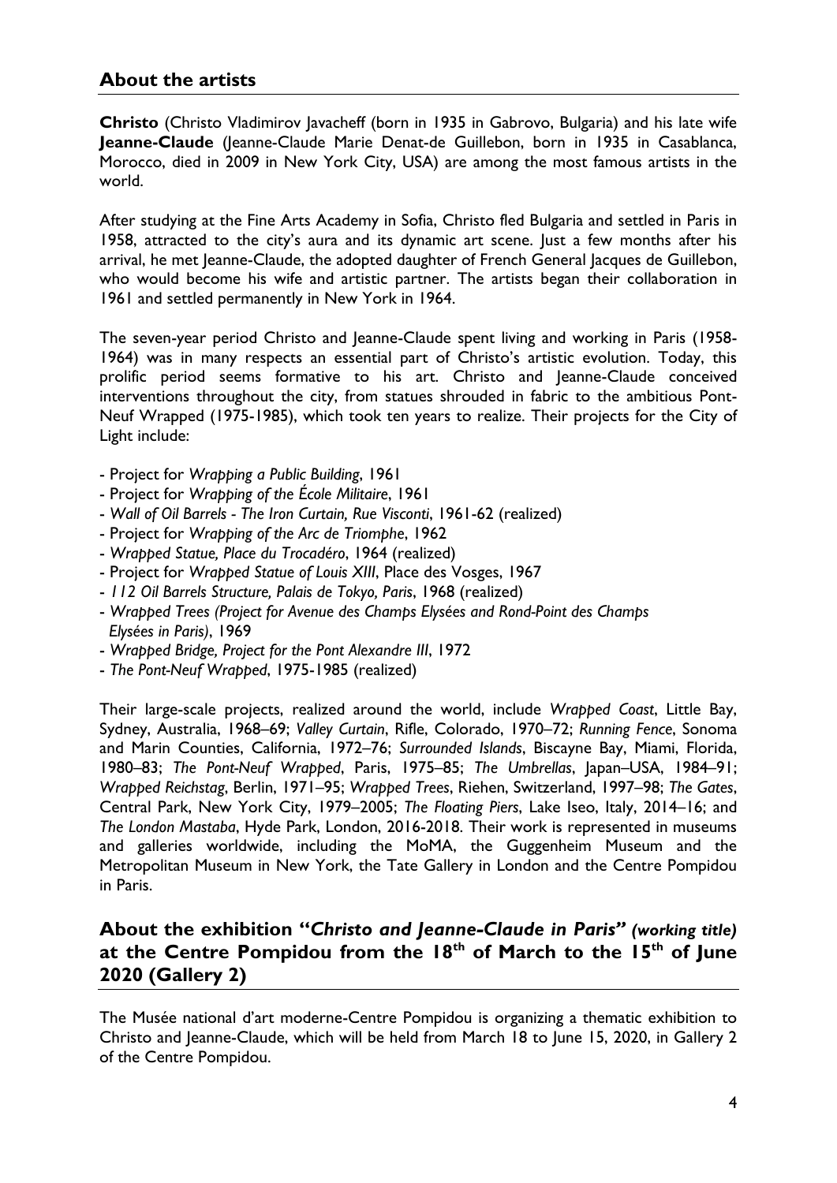## About the artists

**Christo** (Christo Vladimirov Javacheff (born in 1935 in Gabrovo, Bulgaria) and his late wife **Jeanne-Claude** (Jeanne-Claude Marie Denat-de Guillebon, born in 1935 in Casablanca, Morocco, died in 2009 in New York City, USA) are among the most famous artists in the world.

After studying at the Fine Arts Academy in Sofia, Christo fled Bulgaria and settled in Paris in 1958, attracted to the city's aura and its dynamic art scene. Just a few months after his arrival, he met Jeanne-Claude, the adopted daughter of French General Jacques de Guillebon, who would become his wife and artistic partner. The artists began their collaboration in 1961 and settled permanently in New York in 1964.

The seven-year period Christo and Jeanne-Claude spent living and working in Paris (1958-1964) was in many respects an essential part of Christo's artistic evolution. Today, this prolific period seems formative to his art. Christo and Jeanne-Claude conceived interventions throughout the city, from statues shrouded in fabric to the ambitious Pont-Neuf Wrapped (1975-1985), which took ten years to realize. Their projects for the City of Light include:

- Project for *Wrapping a Public Building*, 1961
- Project for *Wrapping of the École Militaire*, 1961
- *Wall of Oil Barrels - The Iron Curtain, Rue Visconti*, 1961-62 (realized)
- Project for *Wrapping of the Arc de Triomphe*, 1962
- *Wrapped Statue, Place du Trocadéro*, 1964 (realized)
- Project for *Wrapped Statue of Louis XIII*, Place des Vosges, 1967
- *112 Oil Barrels Structure, Palais de Tokyo, Paris*, 1968 (realized)
- *Wrapped Trees (Project for Avenue des Champs Elysées and Rond-Point des Champs Elysées in Paris)*, 1969
- *Wrapped Bridge, Project for the Pont Alexandre III*, 1972
- *The Pont-Neuf Wrapped*, 1975-1985 (realized)

Their large-scale projects, realized around the world, include *Wrapped Coast*, Little Bay, Sydney, Australia, 1968–69; *Valley Curtain*, Rifle, Colorado, 1970–72; *Running Fence*, Sonoma and Marin Counties, California, 1972–76; *Surrounded Islands*, Biscayne Bay, Miami, Florida, 1980–83; *The Pont-Neuf Wrapped*, Paris, 1975–85; *The Umbrellas*, Japan–USA, 1984–91; *Wrapped Reichstag*, Berlin, 1971–95; *Wrapped Trees*, Riehen, Switzerland, 1997–98; *The Gates*, Central Park, New York City, 1979–2005; *The Floating Piers*, Lake Iseo, Italy, 2014–16; and *The London Mastaba*, Hyde Park, London, 2016-2018. Their work is represented in museums and galleries worldwide, including the MoMA, the Guggenheim Museum and the Metropolitan Museum in New York, the Tate Gallery in London and the Centre Pompidou in Paris.

## About the exhibition "*Christo and Jeanne-Claude in Paris*" *(working title)* at the Centre Pompidou from the 18th of March to the 15th of June 2020 (Gallery 2)

The Musée national d'art moderne-Centre Pompidou is organizing a thematic exhibition to Christo and Jeanne-Claude, which will be held from March 18 to June 15, 2020, in Gallery 2 of the Centre Pompidou.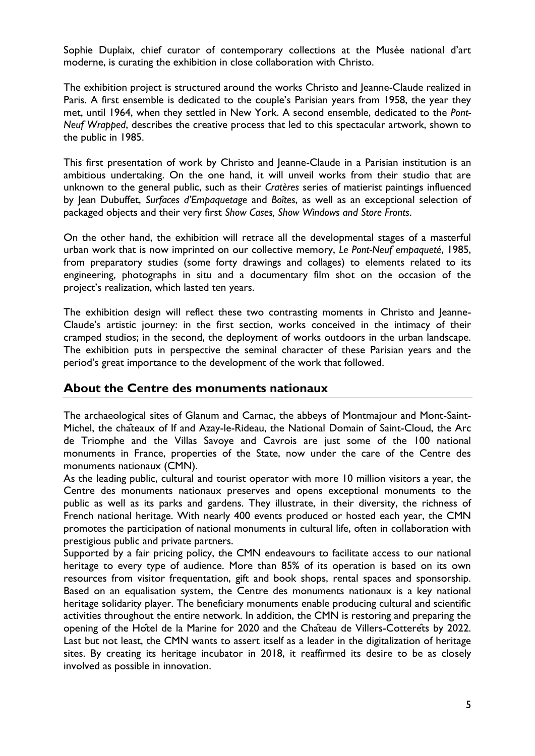Sophie Duplaix, chief curator of contemporary collections at the Musée national d'art moderne, is curating the exhibition in close collaboration with Christo.

The exhibition project is structured around the works Christo and Jeanne-Claude realized in Paris. A first ensemble is dedicated to the couple's Parisian years from 1958, the year they met, until 1964, when they settled in New York. A second ensemble, dedicated to the *Pont-Neuf Wrapped*, describes the creative process that led to this spectacular artwork, shown to the public in 1985.

This first presentation of work by Christo and Jeanne-Claude in a Parisian institution is an ambitious undertaking. On the one hand, it will unveil works from their studio that are unknown to the general public, such as their *Cratères* series of matierist paintings influenced by Jean Dubuffet, *Surfaces d'Empaquetage* and *Boîtes*, as well as an exceptional selection of packaged objects and their very first *Show Cases, Show Windows and Store Fronts*.

On the other hand, the exhibition will retrace all the developmental stages of a masterful urban work that is now imprinted on our collective memory, *Le Pont-Neuf empaqueté*, 1985, from preparatory studies (some forty drawings and collages) to elements related to its engineering, photographs in situ and a documentary film shot on the occasion of the project's realization, which lasted ten years.

The exhibition design will reflect these two contrasting moments in Christo and Jeanne-Claude's artistic journey: in the first section, works conceived in the intimacy of their cramped studios; in the second, the deployment of works outdoors in the urban landscape. The exhibition puts in perspective the seminal character of these Parisian years and the period's great importance to the development of the work that followed.

## About the Centre des monuments nationaux

The archaeological sites of Glanum and Carnac, the abbeys of Montmajour and Mont-Saint-Michel, the châteaux of If and Azay-le-Rideau, the National Domain of Saint-Cloud, the Arc de Triomphe and the Villas Savoye and Cavrois are just some of the 100 national monuments in France, properties of the State, now under the care of the Centre des monuments nationaux (CMN).
As the leading public, cultural and tourist operator with more 10 million visitors a year, the Centre des monuments nationaux preserves and opens exceptional monuments to the public as well as its parks and gardens. They illustrate, in their diversity, the richness of French national heritage. With nearly 400 events produced or hosted each year, the CMN promotes the participation of national monuments in cultural life, often in collaboration with prestigious public and private partners.
Supported by a fair pricing policy, the CMN endeavours to facilitate access to our national heritage to every type of audience. More than 85% of its operation is based on its own resources from visitor frequentation, gift and book shops, rental spaces and sponsorship. Based on an equalisation system, the Centre des monuments nationaux is a key national heritage solidarity player. The beneficiary monuments enable producing cultural and scientific activities throughout the entire network. In addition, the CMN is restoring and preparing the opening of the Hôtel de la Marine for 2020 and the Château de Villers-Cotterêts by 2022. Last but not least, the CMN wants to assert itself as a leader in the digitalization of heritage sites. By creating its heritage incubator in 2018, it reaffirmed its desire to be as closely involved as possible in innovation.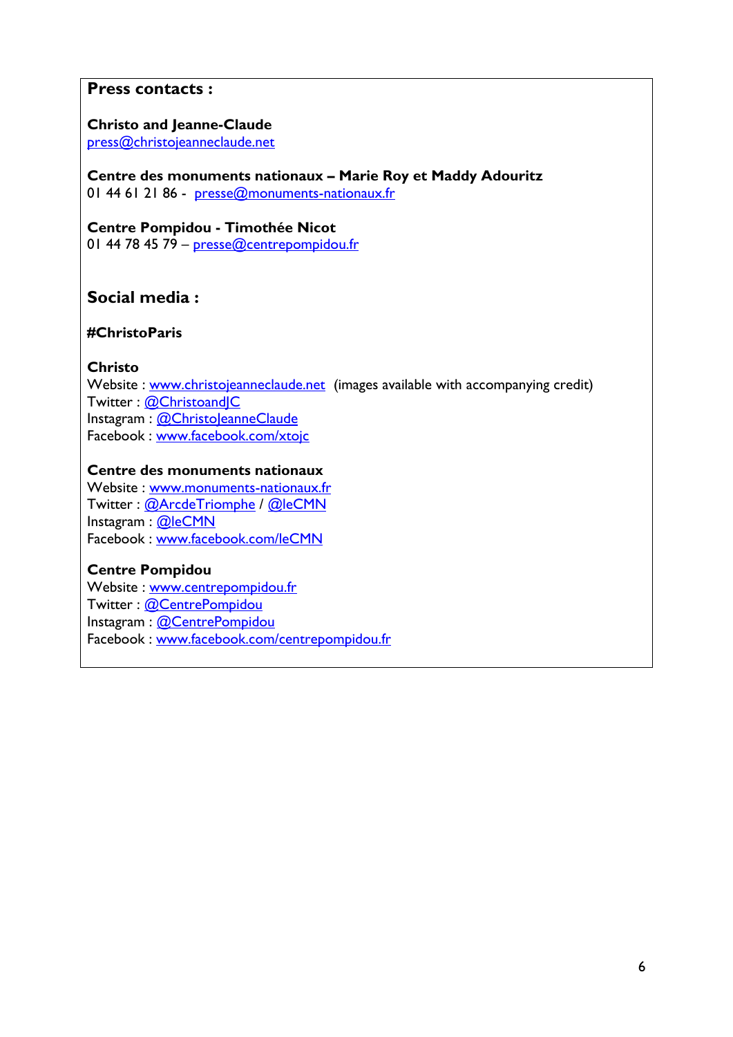## Press contacts :

**Christo and Jeanne-Claude**
press@christojeanneclaude.net

**Centre des monuments nationaux – Marie Roy et Maddy Adouritz**
01 44 61 21 86 - presse@monuments-nationaux.fr

**Centre Pompidou - Timothée Nicot**
01 44 78 45 79 – presse@centrepompidou.fr

## Social media :

**#ChristoParis**

**Christo**
Website : www.christojeanneclaude.net (images available with accompanying credit)
Twitter : @ChristoandJC
Instagram : @ChristoJeanneClaude
Facebook : www.facebook.com/xtojc

**Centre des monuments nationaux**
Website : www.monuments-nationaux.fr
Twitter : @ArcdeTriomphe / @leCMN
Instagram : @leCMN
Facebook : www.facebook.com/leCMN

**Centre Pompidou**
Website : www.centrepompidou.fr
Twitter : @CentrePompidou
Instagram : @CentrePompidou
Facebook : www.facebook.com/centrepompidou.fr